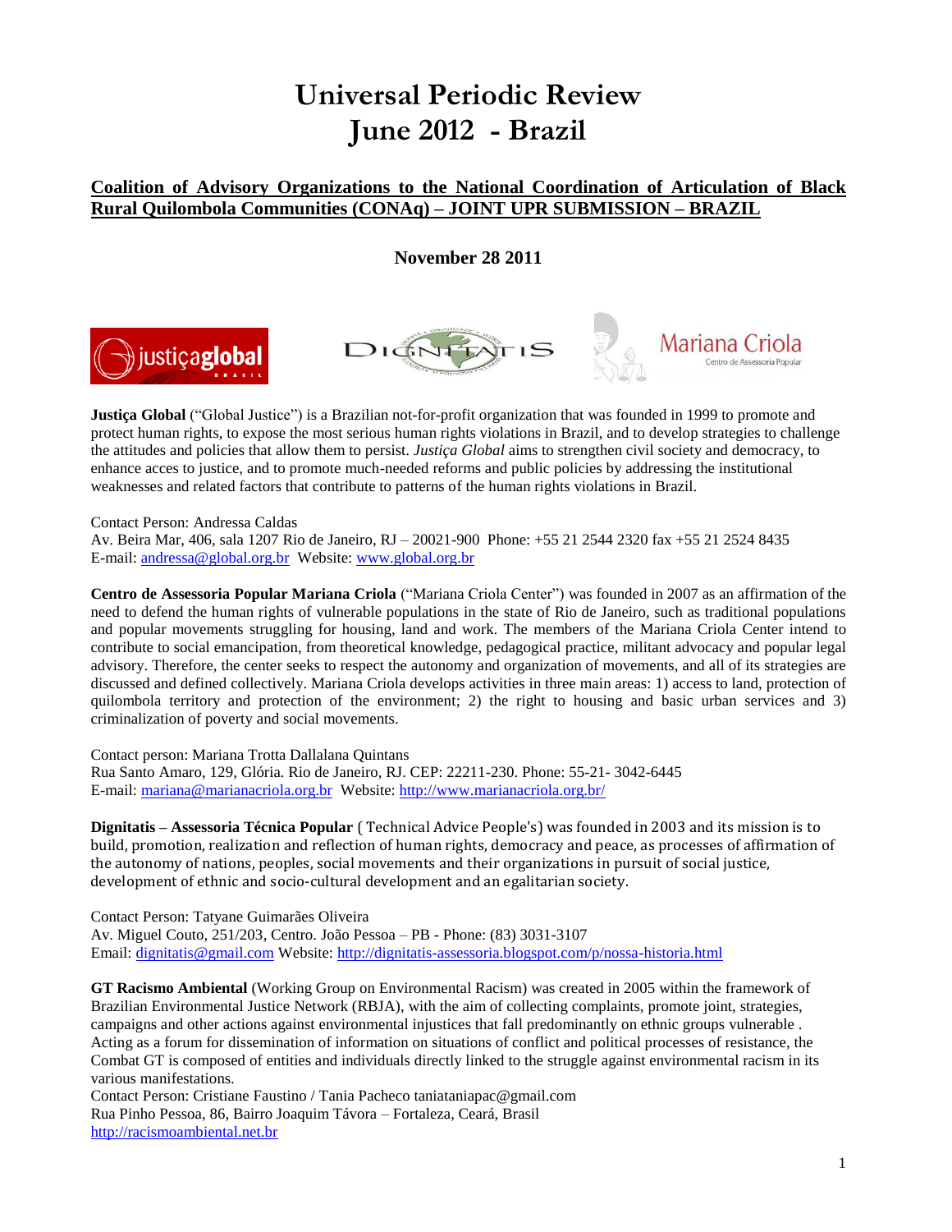# Universal Periodic Review
# June 2012 - Brazil

**Coalition of Advisory Organizations to the National Coordination of Articulation of Black Rural Quilombola Communities (CONAq) – JOINT UPR SUBMISSION – BRAZIL**

**November 28 2011**

**Justiça Global** ("Global Justice") is a Brazilian not-for-profit organization that was founded in 1999 to promote and protect human rights, to expose the most serious human rights violations in Brazil, and to develop strategies to challenge the attitudes and policies that allow them to persist. *Justiça Global* aims to strengthen civil society and democracy, to enhance acces to justice, and to promote much-needed reforms and public policies by addressing the institutional weaknesses and related factors that contribute to patterns of the human rights violations in Brazil.

Contact Person: Andressa Caldas
Av. Beira Mar, 406, sala 1207 Rio de Janeiro, RJ – 20021-900 Phone: +55 21 2544 2320 fax +55 21 2524 8435
E-mail: andressa@global.org.br Website: www.global.org.br

**Centro de Assessoria Popular Mariana Criola** ("Mariana Criola Center") was founded in 2007 as an affirmation of the need to defend the human rights of vulnerable populations in the state of Rio de Janeiro, such as traditional populations and popular movements struggling for housing, land and work. The members of the Mariana Criola Center intend to contribute to social emancipation, from theoretical knowledge, pedagogical practice, militant advocacy and popular legal advisory. Therefore, the center seeks to respect the autonomy and organization of movements, and all of its strategies are discussed and defined collectively. Mariana Criola develops activities in three main areas: 1) access to land, protection of quilombola territory and protection of the environment; 2) the right to housing and basic urban services and 3) criminalization of poverty and social movements.

Contact person: Mariana Trotta Dallalana Quintans
Rua Santo Amaro, 129, Glória. Rio de Janeiro, RJ. CEP: 22211-230. Phone: 55-21- 3042-6445
E-mail: mariana@marianacriola.org.br Website: http://www.marianacriola.org.br/

**Dignitatis – Assessoria Técnica Popular** ( Technical Advice People's) was founded in 2003 and its mission is to build, promotion, realization and reflection of human rights, democracy and peace, as processes of affirmation of the autonomy of nations, peoples, social movements and their organizations in pursuit of social justice, development of ethnic and socio-cultural development and an egalitarian society.

Contact Person: Tatyane Guimarães Oliveira
Av. Miguel Couto, 251/203, Centro. João Pessoa – PB - Phone: (83) 3031-3107
Email: dignitatis@gmail.com Website: http://dignitatis-assessoria.blogspot.com/p/nossa-historia.html

**GT Racismo Ambiental** (Working Group on Environmental Racism) was created in 2005 within the framework of Brazilian Environmental Justice Network (RBJA), with the aim of collecting complaints, promote joint, strategies, campaigns and other actions against environmental injustices that fall predominantly on ethnic groups vulnerable . Acting as a forum for dissemination of information on situations of conflict and political processes of resistance, the Combat GT is composed of entities and individuals directly linked to the struggle against environmental racism in its various manifestations.
Contact Person: Cristiane Faustino / Tania Pacheco taniataniapac@gmail.com
Rua Pinho Pessoa, 86, Bairro Joaquim Távora – Fortaleza, Ceará, Brasil
http://racismoambiental.net.br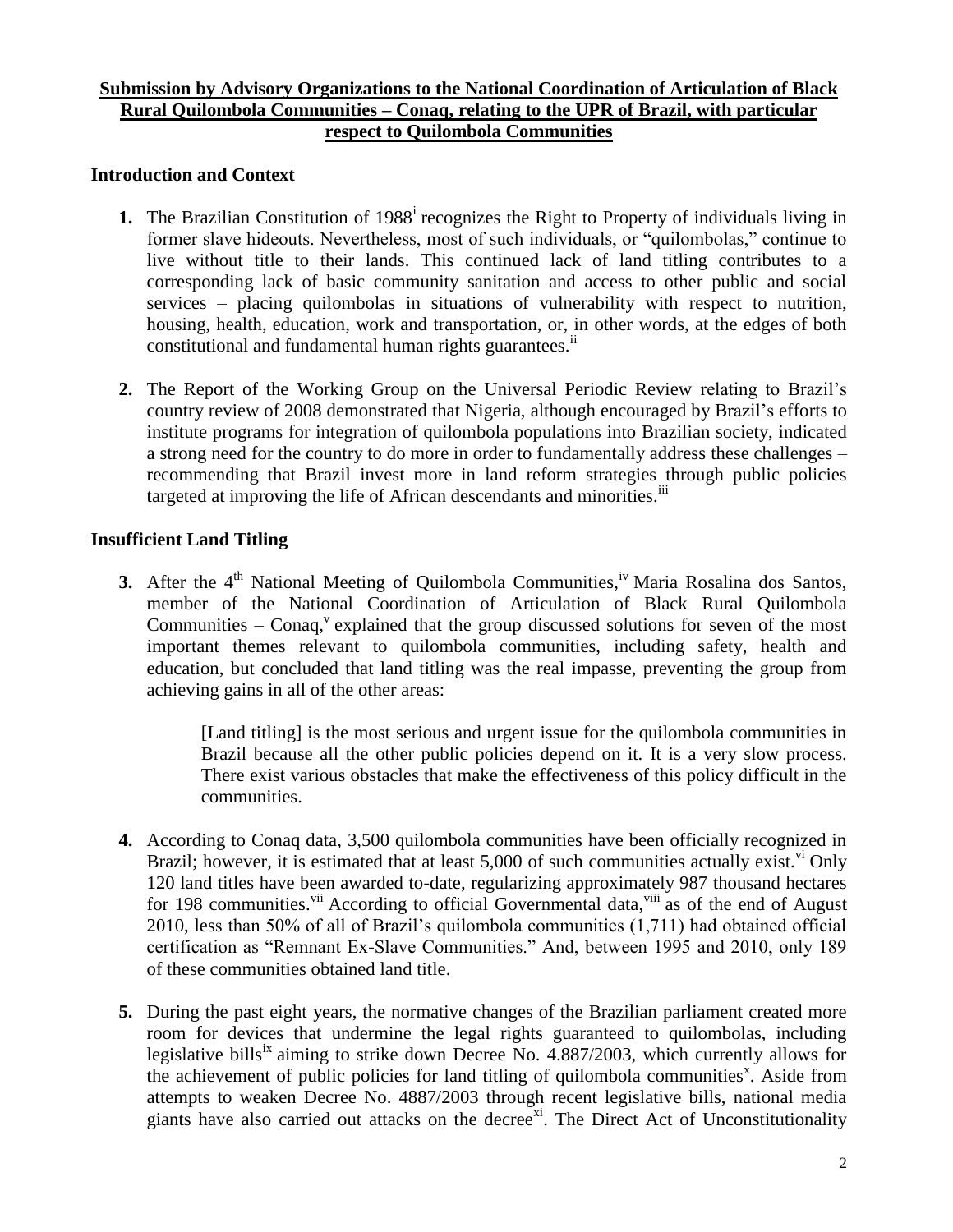**Submission by Advisory Organizations to the National Coordination of Articulation of Black Rural Quilombola Communities – Conaq, relating to the UPR of Brazil, with particular respect to Quilombola Communities**

## Introduction and Context

**1.** The Brazilian Constitution of 1988[i] recognizes the Right to Property of individuals living in former slave hideouts. Nevertheless, most of such individuals, or "quilombolas," continue to live without title to their lands. This continued lack of land titling contributes to a corresponding lack of basic community sanitation and access to other public and social services – placing quilombolas in situations of vulnerability with respect to nutrition, housing, health, education, work and transportation, or, in other words, at the edges of both constitutional and fundamental human rights guarantees.[ii]

**2.** The Report of the Working Group on the Universal Periodic Review relating to Brazil's country review of 2008 demonstrated that Nigeria, although encouraged by Brazil's efforts to institute programs for integration of quilombola populations into Brazilian society, indicated a strong need for the country to do more in order to fundamentally address these challenges – recommending that Brazil invest more in land reform strategies through public policies targeted at improving the life of African descendants and minorities.[iii]

## Insufficient Land Titling

**3.** After the 4th National Meeting of Quilombola Communities,[iv] Maria Rosalina dos Santos, member of the National Coordination of Articulation of Black Rural Quilombola Communities – Conaq,[v] explained that the group discussed solutions for seven of the most important themes relevant to quilombola communities, including safety, health and education, but concluded that land titling was the real impasse, preventing the group from achieving gains in all of the other areas:

> [Land titling] is the most serious and urgent issue for the quilombola communities in Brazil because all the other public policies depend on it. It is a very slow process. There exist various obstacles that make the effectiveness of this policy difficult in the communities.

**4.** According to Conaq data, 3,500 quilombola communities have been officially recognized in Brazil; however, it is estimated that at least 5,000 of such communities actually exist.[vi] Only 120 land titles have been awarded to-date, regularizing approximately 987 thousand hectares for 198 communities.[vii] According to official Governmental data,[viii] as of the end of August 2010, less than 50% of all of Brazil's quilombola communities (1,711) had obtained official certification as "Remnant Ex-Slave Communities." And, between 1995 and 2010, only 189 of these communities obtained land title.

**5.** During the past eight years, the normative changes of the Brazilian parliament created more room for devices that undermine the legal rights guaranteed to quilombolas, including legislative bills[ix] aiming to strike down Decree No. 4.887/2003, which currently allows for the achievement of public policies for land titling of quilombola communities[x]. Aside from attempts to weaken Decree No. 4887/2003 through recent legislative bills, national media giants have also carried out attacks on the decree[xi]. The Direct Act of Unconstitutionality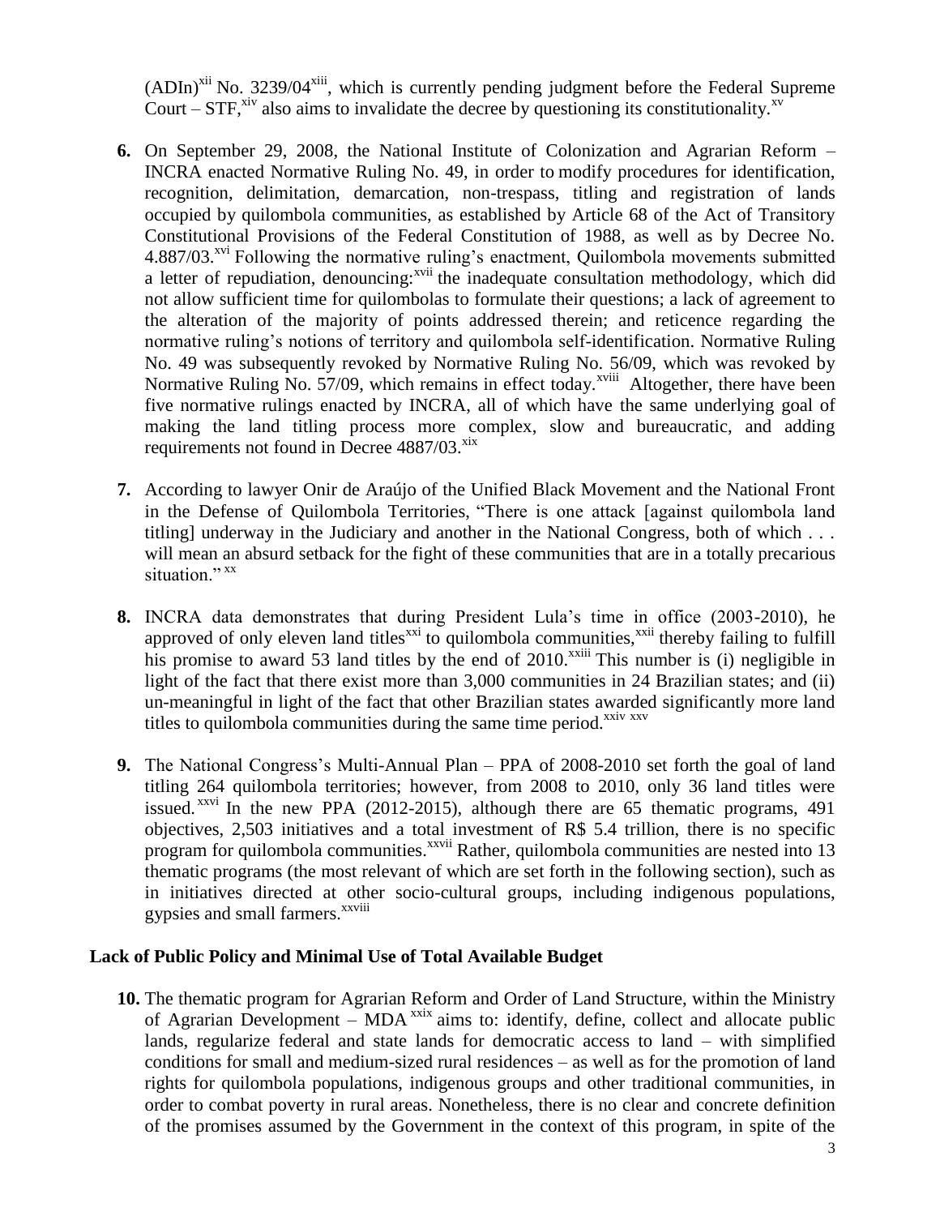(ADIn)[xii] No. 3239/04[xiii], which is currently pending judgment before the Federal Supreme Court – STF,[xiv] also aims to invalidate the decree by questioning its constitutionality.[xv]

**6.** On September 29, 2008, the National Institute of Colonization and Agrarian Reform – INCRA enacted Normative Ruling No. 49, in order to modify procedures for identification, recognition, delimitation, demarcation, non-trespass, titling and registration of lands occupied by quilombola communities, as established by Article 68 of the Act of Transitory Constitutional Provisions of the Federal Constitution of 1988, as well as by Decree No. 4.887/03.[xvi] Following the normative ruling's enactment, Quilombola movements submitted a letter of repudiation, denouncing:[xvii] the inadequate consultation methodology, which did not allow sufficient time for quilombolas to formulate their questions; a lack of agreement to the alteration of the majority of points addressed therein; and reticence regarding the normative ruling's notions of territory and quilombola self-identification. Normative Ruling No. 49 was subsequently revoked by Normative Ruling No. 56/09, which was revoked by Normative Ruling No. 57/09, which remains in effect today.[xviii] Altogether, there have been five normative rulings enacted by INCRA, all of which have the same underlying goal of making the land titling process more complex, slow and bureaucratic, and adding requirements not found in Decree 4887/03.[xix]

**7.** According to lawyer Onir de Araújo of the Unified Black Movement and the National Front in the Defense of Quilombola Territories, "There is one attack [against quilombola land titling] underway in the Judiciary and another in the National Congress, both of which . . . will mean an absurd setback for the fight of these communities that are in a totally precarious situation." [xx]

**8.** INCRA data demonstrates that during President Lula's time in office (2003-2010), he approved of only eleven land titles[xxi] to quilombola communities,[xxii] thereby failing to fulfill his promise to award 53 land titles by the end of 2010.[xxiii] This number is (i) negligible in light of the fact that there exist more than 3,000 communities in 24 Brazilian states; and (ii) un-meaningful in light of the fact that other Brazilian states awarded significantly more land titles to quilombola communities during the same time period.[xxiv] [xxv]

**9.** The National Congress's Multi-Annual Plan – PPA of 2008-2010 set forth the goal of land titling 264 quilombola territories; however, from 2008 to 2010, only 36 land titles were issued.[xxvi] In the new PPA (2012-2015), although there are 65 thematic programs, 491 objectives, 2,503 initiatives and a total investment of R$ 5.4 trillion, there is no specific program for quilombola communities.[xxvii] Rather, quilombola communities are nested into 13 thematic programs (the most relevant of which are set forth in the following section), such as in initiatives directed at other socio-cultural groups, including indigenous populations, gypsies and small farmers.[xxviii]

## Lack of Public Policy and Minimal Use of Total Available Budget

**10.** The thematic program for Agrarian Reform and Order of Land Structure, within the Ministry of Agrarian Development – MDA[xxix] aims to: identify, define, collect and allocate public lands, regularize federal and state lands for democratic access to land – with simplified conditions for small and medium-sized rural residences – as well as for the promotion of land rights for quilombola populations, indigenous groups and other traditional communities, in order to combat poverty in rural areas. Nonetheless, there is no clear and concrete definition of the promises assumed by the Government in the context of this program, in spite of the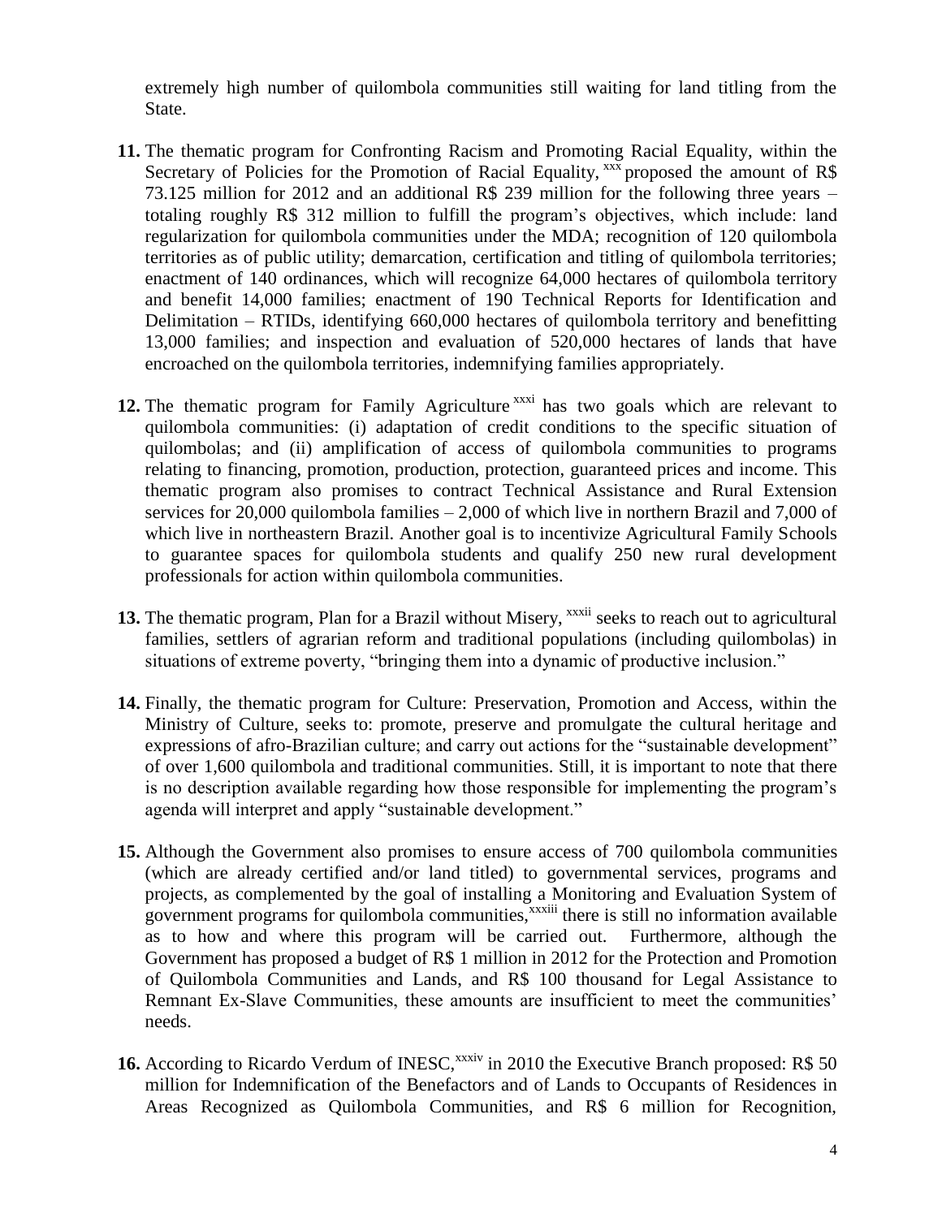extremely high number of quilombola communities still waiting for land titling from the State.

**11.** The thematic program for Confronting Racism and Promoting Racial Equality, within the Secretary of Policies for the Promotion of Racial Equality, [xxx] proposed the amount of R$ 73.125 million for 2012 and an additional R$ 239 million for the following three years – totaling roughly R$ 312 million to fulfill the program's objectives, which include: land regularization for quilombola communities under the MDA; recognition of 120 quilombola territories as of public utility; demarcation, certification and titling of quilombola territories; enactment of 140 ordinances, which will recognize 64,000 hectares of quilombola territory and benefit 14,000 families; enactment of 190 Technical Reports for Identification and Delimitation – RTIDs, identifying 660,000 hectares of quilombola territory and benefitting 13,000 families; and inspection and evaluation of 520,000 hectares of lands that have encroached on the quilombola territories, indemnifying families appropriately.

**12.** The thematic program for Family Agriculture [xxxi] has two goals which are relevant to quilombola communities: (i) adaptation of credit conditions to the specific situation of quilombolas; and (ii) amplification of access of quilombola communities to programs relating to financing, promotion, production, protection, guaranteed prices and income. This thematic program also promises to contract Technical Assistance and Rural Extension services for 20,000 quilombola families – 2,000 of which live in northern Brazil and 7,000 of which live in northeastern Brazil. Another goal is to incentivize Agricultural Family Schools to guarantee spaces for quilombola students and qualify 250 new rural development professionals for action within quilombola communities.

**13.** The thematic program, Plan for a Brazil without Misery, [xxxii] seeks to reach out to agricultural families, settlers of agrarian reform and traditional populations (including quilombolas) in situations of extreme poverty, "bringing them into a dynamic of productive inclusion."

**14.** Finally, the thematic program for Culture: Preservation, Promotion and Access, within the Ministry of Culture, seeks to: promote, preserve and promulgate the cultural heritage and expressions of afro-Brazilian culture; and carry out actions for the "sustainable development" of over 1,600 quilombola and traditional communities. Still, it is important to note that there is no description available regarding how those responsible for implementing the program's agenda will interpret and apply "sustainable development."

**15.** Although the Government also promises to ensure access of 700 quilombola communities (which are already certified and/or land titled) to governmental services, programs and projects, as complemented by the goal of installing a Monitoring and Evaluation System of government programs for quilombola communities,[xxxiii] there is still no information available as to how and where this program will be carried out. Furthermore, although the Government has proposed a budget of R$ 1 million in 2012 for the Protection and Promotion of Quilombola Communities and Lands, and R$ 100 thousand for Legal Assistance to Remnant Ex-Slave Communities, these amounts are insufficient to meet the communities' needs.

**16.** According to Ricardo Verdum of INESC,[xxxiv] in 2010 the Executive Branch proposed: R$ 50 million for Indemnification of the Benefactors and of Lands to Occupants of Residences in Areas Recognized as Quilombola Communities, and R$ 6 million for Recognition,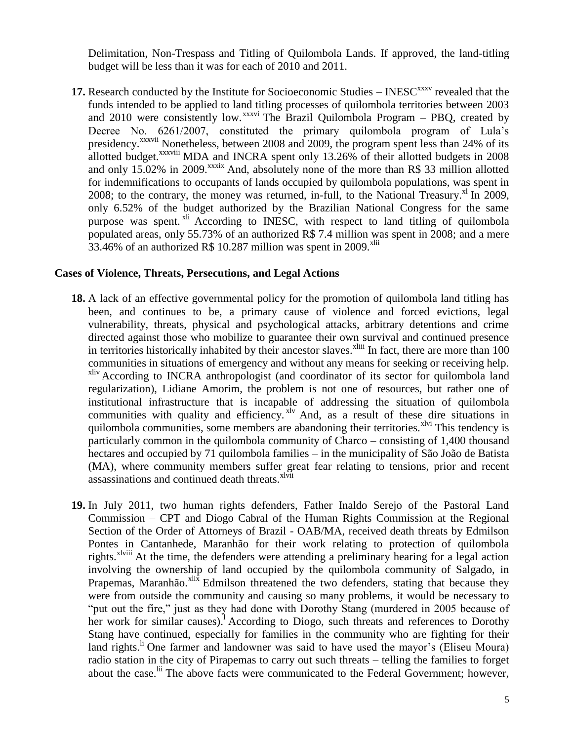Delimitation, Non-Trespass and Titling of Quilombola Lands. If approved, the land-titling budget will be less than it was for each of 2010 and 2011.

**17.** Research conducted by the Institute for Socioeconomic Studies – INESC[xxxv] revealed that the funds intended to be applied to land titling processes of quilombola territories between 2003 and 2010 were consistently low.[xxxvi] The Brazil Quilombola Program – PBQ, created by Decree No. 6261/2007, constituted the primary quilombola program of Lula's presidency.[xxxvii] Nonetheless, between 2008 and 2009, the program spent less than 24% of its allotted budget.[xxxviii] MDA and INCRA spent only 13.26% of their allotted budgets in 2008 and only 15.02% in 2009.[xxxix] And, absolutely none of the more than R$ 33 million allotted for indemnifications to occupants of lands occupied by quilombola populations, was spent in 2008; to the contrary, the money was returned, in-full, to the National Treasury.[xl] In 2009, only 6.52% of the budget authorized by the Brazilian National Congress for the same purpose was spent.[xli] According to INESC, with respect to land titling of quilombola populated areas, only 55.73% of an authorized R$ 7.4 million was spent in 2008; and a mere 33.46% of an authorized R$ 10.287 million was spent in 2009.[xlii]

**Cases of Violence, Threats, Persecutions, and Legal Actions**

**18.** A lack of an effective governmental policy for the promotion of quilombola land titling has been, and continues to be, a primary cause of violence and forced evictions, legal vulnerability, threats, physical and psychological attacks, arbitrary detentions and crime directed against those who mobilize to guarantee their own survival and continued presence in territories historically inhabited by their ancestor slaves.[xliii] In fact, there are more than 100 communities in situations of emergency and without any means for seeking or receiving help.[xliv] According to INCRA anthropologist (and coordinator of its sector for quilombola land regularization), Lidiane Amorim, the problem is not one of resources, but rather one of institutional infrastructure that is incapable of addressing the situation of quilombola communities with quality and efficiency.[xlv] And, as a result of these dire situations in quilombola communities, some members are abandoning their territories.[xlvi] This tendency is particularly common in the quilombola community of Charco – consisting of 1,400 thousand hectares and occupied by 71 quilombola families – in the municipality of São João de Batista (MA), where community members suffer great fear relating to tensions, prior and recent assassinations and continued death threats.[xlvii]

**19.** In July 2011, two human rights defenders, Father Inaldo Serejo of the Pastoral Land Commission – CPT and Diogo Cabral of the Human Rights Commission at the Regional Section of the Order of Attorneys of Brazil - OAB/MA, received death threats by Edmilson Pontes in Cantanhede, Maranhão for their work relating to protection of quilombola rights.[xlviii] At the time, the defenders were attending a preliminary hearing for a legal action involving the ownership of land occupied by the quilombola community of Salgado, in Prapemas, Maranhão.[xlix] Edmilson threatened the two defenders, stating that because they were from outside the community and causing so many problems, it would be necessary to "put out the fire," just as they had done with Dorothy Stang (murdered in 2005 because of her work for similar causes).[l] According to Diogo, such threats and references to Dorothy Stang have continued, especially for families in the community who are fighting for their land rights.[li] One farmer and landowner was said to have used the mayor's (Eliseu Moura) radio station in the city of Pirapemas to carry out such threats – telling the families to forget about the case.[lii] The above facts were communicated to the Federal Government; however,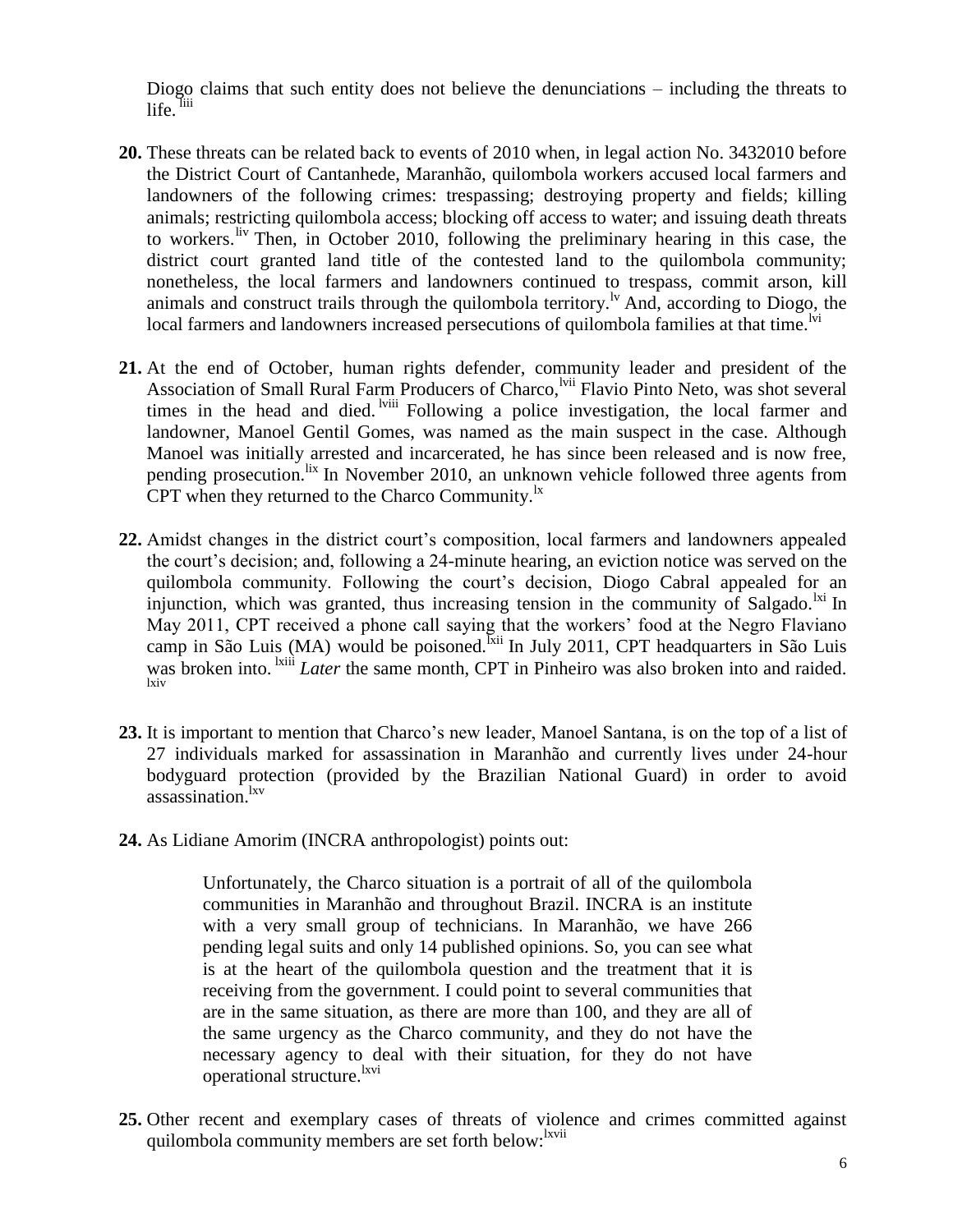Diogo claims that such entity does not believe the denunciations – including the threats to life.[liii]

**20.** These threats can be related back to events of 2010 when, in legal action No. 3432010 before the District Court of Cantanhede, Maranhão, quilombola workers accused local farmers and landowners of the following crimes: trespassing; destroying property and fields; killing animals; restricting quilombola access; blocking off access to water; and issuing death threats to workers.[liv] Then, in October 2010, following the preliminary hearing in this case, the district court granted land title of the contested land to the quilombola community; nonetheless, the local farmers and landowners continued to trespass, commit arson, kill animals and construct trails through the quilombola territory.[lv] And, according to Diogo, the local farmers and landowners increased persecutions of quilombola families at that time.[lvi]

**21.** At the end of October, human rights defender, community leader and president of the Association of Small Rural Farm Producers of Charco,[lvii] Flavio Pinto Neto, was shot several times in the head and died.[lviii] Following a police investigation, the local farmer and landowner, Manoel Gentil Gomes, was named as the main suspect in the case. Although Manoel was initially arrested and incarcerated, he has since been released and is now free, pending prosecution.[lix] In November 2010, an unknown vehicle followed three agents from CPT when they returned to the Charco Community.[lx]

**22.** Amidst changes in the district court's composition, local farmers and landowners appealed the court's decision; and, following a 24-minute hearing, an eviction notice was served on the quilombola community. Following the court's decision, Diogo Cabral appealed for an injunction, which was granted, thus increasing tension in the community of Salgado.[lxi] In May 2011, CPT received a phone call saying that the workers' food at the Negro Flaviano camp in São Luis (MA) would be poisoned.[lxii] In July 2011, CPT headquarters in São Luis was broken into.[lxiii] *Later* the same month, CPT in Pinheiro was also broken into and raided.[lxiv]

**23.** It is important to mention that Charco's new leader, Manoel Santana, is on the top of a list of 27 individuals marked for assassination in Maranhão and currently lives under 24-hour bodyguard protection (provided by the Brazilian National Guard) in order to avoid assassination.[lxv]

**24.** As Lidiane Amorim (INCRA anthropologist) points out:

> Unfortunately, the Charco situation is a portrait of all of the quilombola communities in Maranhão and throughout Brazil. INCRA is an institute with a very small group of technicians. In Maranhão, we have 266 pending legal suits and only 14 published opinions. So, you can see what is at the heart of the quilombola question and the treatment that it is receiving from the government. I could point to several communities that are in the same situation, as there are more than 100, and they are all of the same urgency as the Charco community, and they do not have the necessary agency to deal with their situation, for they do not have operational structure.[lxvi]

**25.** Other recent and exemplary cases of threats of violence and crimes committed against quilombola community members are set forth below:[lxvii]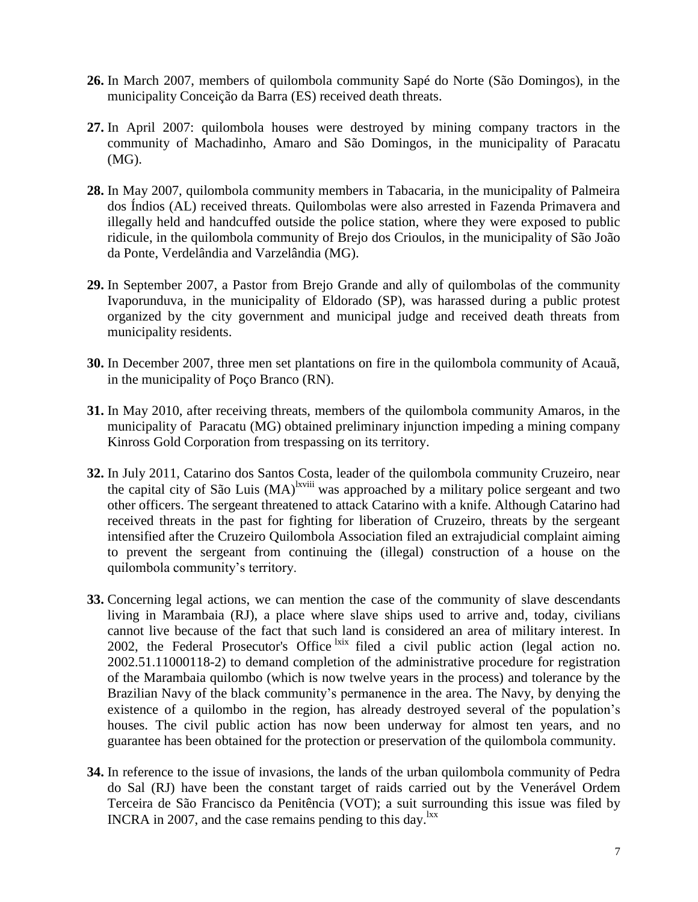**26.** In March 2007, members of quilombola community Sapé do Norte (São Domingos), in the municipality Conceição da Barra (ES) received death threats.

**27.** In April 2007: quilombola houses were destroyed by mining company tractors in the community of Machadinho, Amaro and São Domingos, in the municipality of Paracatu (MG).

**28.** In May 2007, quilombola community members in Tabacaria, in the municipality of Palmeira dos Índios (AL) received threats. Quilombolas were also arrested in Fazenda Primavera and illegally held and handcuffed outside the police station, where they were exposed to public ridicule, in the quilombola community of Brejo dos Crioulos, in the municipality of São João da Ponte, Verdelândia and Varzelândia (MG).

**29.** In September 2007, a Pastor from Brejo Grande and ally of quilombolas of the community Ivaporunduva, in the municipality of Eldorado (SP), was harassed during a public protest organized by the city government and municipal judge and received death threats from municipality residents.

**30.** In December 2007, three men set plantations on fire in the quilombola community of Acauã, in the municipality of Poço Branco (RN).

**31.** In May 2010, after receiving threats, members of the quilombola community Amaros, in the municipality of Paracatu (MG) obtained preliminary injunction impeding a mining company Kinross Gold Corporation from trespassing on its territory.

**32.** In July 2011, Catarino dos Santos Costa, leader of the quilombola community Cruzeiro, near the capital city of São Luis (MA)[lxviii] was approached by a military police sergeant and two other officers. The sergeant threatened to attack Catarino with a knife. Although Catarino had received threats in the past for fighting for liberation of Cruzeiro, threats by the sergeant intensified after the Cruzeiro Quilombola Association filed an extrajudicial complaint aiming to prevent the sergeant from continuing the (illegal) construction of a house on the quilombola community's territory.

**33.** Concerning legal actions, we can mention the case of the community of slave descendants living in Marambaia (RJ), a place where slave ships used to arrive and, today, civilians cannot live because of the fact that such land is considered an area of military interest. In 2002, the Federal Prosecutor's Office[lxix] filed a civil public action (legal action no. 2002.51.11000118-2) to demand completion of the administrative procedure for registration of the Marambaia quilombo (which is now twelve years in the process) and tolerance by the Brazilian Navy of the black community's permanence in the area. The Navy, by denying the existence of a quilombo in the region, has already destroyed several of the population's houses. The civil public action has now been underway for almost ten years, and no guarantee has been obtained for the protection or preservation of the quilombola community.

**34.** In reference to the issue of invasions, the lands of the urban quilombola community of Pedra do Sal (RJ) have been the constant target of raids carried out by the Venerável Ordem Terceira de São Francisco da Penitência (VOT); a suit surrounding this issue was filed by INCRA in 2007, and the case remains pending to this day.[lxx]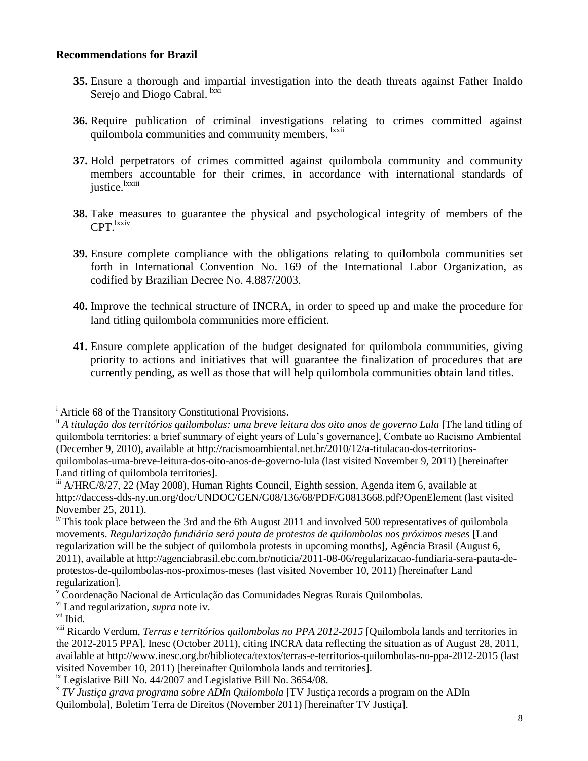**Recommendations for Brazil**

**35.** Ensure a thorough and impartial investigation into the death threats against Father Inaldo Serejo and Diogo Cabral. [lxxi]

**36.** Require publication of criminal investigations relating to crimes committed against quilombola communities and community members. [lxxii]

**37.** Hold perpetrators of crimes committed against quilombola community and community members accountable for their crimes, in accordance with international standards of justice.[lxxiii]

**38.** Take measures to guarantee the physical and psychological integrity of members of the CPT.[lxxiv]

**39.** Ensure complete compliance with the obligations relating to quilombola communities set forth in International Convention No. 169 of the International Labor Organization, as codified by Brazilian Decree No. 4.887/2003.

**40.** Improve the technical structure of INCRA, in order to speed up and make the procedure for land titling quilombola communities more efficient.

**41.** Ensure complete application of the budget designated for quilombola communities, giving priority to actions and initiatives that will guarantee the finalization of procedures that are currently pending, as well as those that will help quilombola communities obtain land titles.

---

[i] Article 68 of the Transitory Constitutional Provisions.

[ii] *A titulação dos territórios quilombolas: uma breve leitura dos oito anos de governo Lula* [The land titling of quilombola territories: a brief summary of eight years of Lula's governance], Combate ao Racismo Ambiental (December 9, 2010), available at http://racismoambiental.net.br/2010/12/a-titulacao-dos-territorios-quilombolas-uma-breve-leitura-dos-oito-anos-de-governo-lula (last visited November 9, 2011) [hereinafter Land titling of quilombola territories].

[iii] A/HRC/8/27, 22 (May 2008), Human Rights Council, Eighth session, Agenda item 6, available at http://daccess-dds-ny.un.org/doc/UNDOC/GEN/G08/136/68/PDF/G0813668.pdf?OpenElement (last visited November 25, 2011).

[iv] This took place between the 3rd and the 6th August 2011 and involved 500 representatives of quilombola movements. *Regularização fundiária será pauta de protestos de quilombolas nos próximos meses* [Land regularization will be the subject of quilombola protests in upcoming months], Agência Brasil (August 6, 2011), available at http://agenciabrasil.ebc.com.br/noticia/2011-08-06/regularizacao-fundiaria-sera-pauta-de-protestos-de-quilombolas-nos-proximos-meses (last visited November 10, 2011) [hereinafter Land regularization].

[v] Coordenação Nacional de Articulação das Comunidades Negras Rurais Quilombolas.

[vi] Land regularization, *supra* note iv.

[vii] Ibid.

[viii] Ricardo Verdum, *Terras e territórios quilombolas no PPA 2012-2015* [Quilombola lands and territories in the 2012-2015 PPA], Inesc (October 2011), citing INCRA data reflecting the situation as of August 28, 2011, available at http://www.inesc.org.br/biblioteca/textos/terras-e-territorios-quilombolas-no-ppa-2012-2015 (last visited November 10, 2011) [hereinafter Quilombola lands and territories].

[ix] Legislative Bill No. 44/2007 and Legislative Bill No. 3654/08.

[x] *TV Justiça grava programa sobre ADIn Quilombola* [TV Justiça records a program on the ADIn Quilombola], Boletim Terra de Direitos (November 2011) [hereinafter TV Justiça].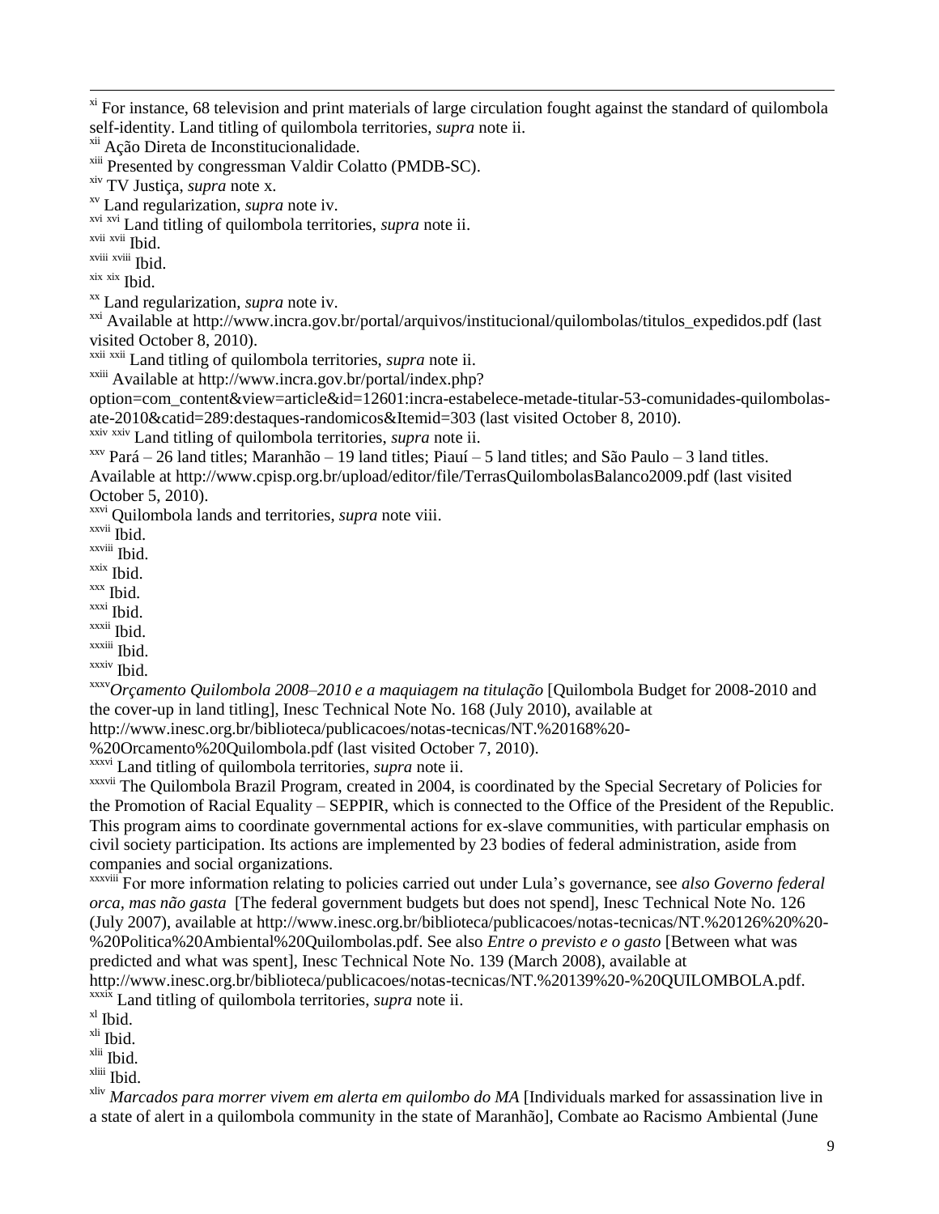[xi] For instance, 68 television and print materials of large circulation fought against the standard of quilombola self-identity. Land titling of quilombola territories, *supra* note ii.

[xii] Ação Direta de Inconstitucionalidade.

[xiii] Presented by congressman Valdir Colatto (PMDB-SC).

[xiv] TV Justiça, *supra* note x.

[xv] Land regularization, *supra* note iv.

[xvi] [xvi] Land titling of quilombola territories, *supra* note ii.

[xvii] [xvii] Ibid.

[xviii] [xviii] Ibid.

[xix] [xix] Ibid.

[xx] Land regularization, *supra* note iv.

[xxi] Available at http://www.incra.gov.br/portal/arquivos/institucional/quilombolas/titulos_expedidos.pdf (last visited October 8, 2010).

[xxii] [xxii] Land titling of quilombola territories, *supra* note ii.

[xxiii] Available at http://www.incra.gov.br/portal/index.php?option=com_content&view=article&id=12601:incra-estabelece-metade-titular-53-comunidades-quilombolas-ate-2010&catid=289:destaques-randomicos&Itemid=303 (last visited October 8, 2010).

[xxiv] [xxiv] Land titling of quilombola territories, *supra* note ii.

[xxv] Pará – 26 land titles; Maranhão – 19 land titles; Piauí – 5 land titles; and São Paulo – 3 land titles. Available at http://www.cpisp.org.br/upload/editor/file/TerrasQuilombolasBalanco2009.pdf (last visited October 5, 2010).

[xxvi] Quilombola lands and territories, *supra* note viii.

[xxvii] Ibid.

[xxviii] Ibid.

[xxix] Ibid.

[xxx] Ibid.

[xxxi] Ibid.

[xxxii] Ibid.

[xxxiii] Ibid.

[xxxiv] Ibid.

[xxxv] *Orçamento Quilombola 2008–2010 e a maquiagem na titulação* [Quilombola Budget for 2008-2010 and the cover-up in land titling], Inesc Technical Note No. 168 (July 2010), available at http://www.inesc.org.br/biblioteca/publicacoes/notas-tecnicas/NT.%20168%20-%20Orcamento%20Quilombola.pdf (last visited October 7, 2010).

[xxxvi] Land titling of quilombola territories, *supra* note ii.

[xxxvii] The Quilombola Brazil Program, created in 2004, is coordinated by the Special Secretary of Policies for the Promotion of Racial Equality – SEPPIR, which is connected to the Office of the President of the Republic. This program aims to coordinate governmental actions for ex-slave communities, with particular emphasis on civil society participation. Its actions are implemented by 23 bodies of federal administration, aside from companies and social organizations.

[xxxviii] For more information relating to policies carried out under Lula's governance, see *also Governo federal orca, mas não gasta* [The federal government budgets but does not spend], Inesc Technical Note No. 126 (July 2007), available at http://www.inesc.org.br/biblioteca/publicacoes/notas-tecnicas/NT.%20126%20%20-%20Politica%20Ambiental%20Quilombolas.pdf. See also *Entre o previsto e o gasto* [Between what was predicted and what was spent], Inesc Technical Note No. 139 (March 2008), available at http://www.inesc.org.br/biblioteca/publicacoes/notas-tecnicas/NT.%20139%20-%20QUILOMBOLA.pdf.

[xxxix] Land titling of quilombola territories, *supra* note ii.

[xl] Ibid.

[xli] Ibid.

[xlii] Ibid.

[xliii] Ibid.

[xliv] *Marcados para morrer vivem em alerta em quilombo do MA* [Individuals marked for assassination live in a state of alert in a quilombola community in the state of Maranhão], Combate ao Racismo Ambiental (June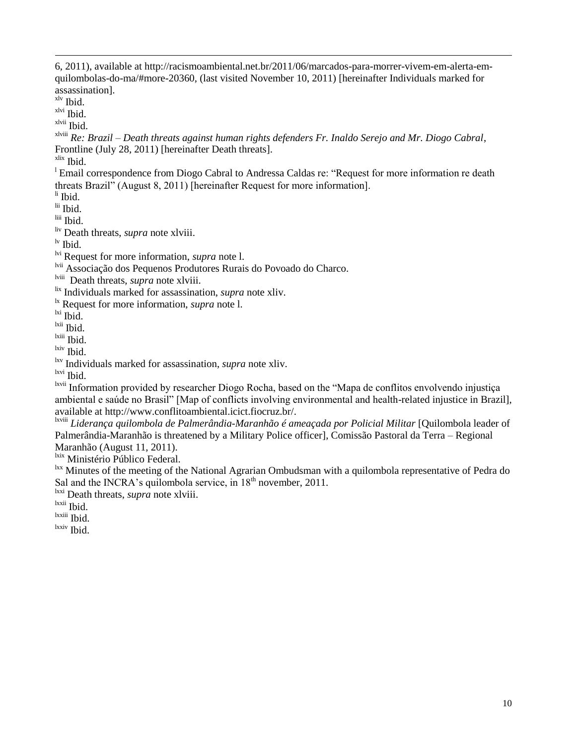6, 2011), available at http://racismoambiental.net.br/2011/06/marcados-para-morrer-vivem-em-alerta-em-quilombolas-do-ma/#more-20360, (last visited November 10, 2011) [hereinafter Individuals marked for assassination].

[xlv] Ibid.

[xlvi] Ibid.

[xlvii] Ibid.

[xlviii] *Re: Brazil – Death threats against human rights defenders Fr. Inaldo Serejo and Mr. Diogo Cabral*, Frontline (July 28, 2011) [hereinafter Death threats].

[xlix] Ibid.

[l] Email correspondence from Diogo Cabral to Andressa Caldas re: "Request for more information re death threats Brazil" (August 8, 2011) [hereinafter Request for more information].

[li] Ibid.

[lii] Ibid.

[liii] Ibid.

[liv] Death threats, *supra* note xlviii.

[lv] Ibid.

[lvi] Request for more information, *supra* note l.

[lvii] Associação dos Pequenos Produtores Rurais do Povoado do Charco.

[lviii] Death threats, *supra* note xlviii.

[lix] Individuals marked for assassination, *supra* note xliv.

[lx] Request for more information, *supra* note l.

[lxi] Ibid.

[lxii] Ibid.

[lxiii] Ibid.

[lxiv] Ibid.

[lxv] Individuals marked for assassination, *supra* note xliv.

[lxvi] Ibid.

[lxvii] Information provided by researcher Diogo Rocha, based on the "Mapa de conflitos envolvendo injustiça ambiental e saúde no Brasil" [Map of conflicts involving environmental and health-related injustice in Brazil], available at http://www.conflitoambiental.icict.fiocruz.br/.

[lxviii] *Liderança quilombola de Palmerândia-Maranhão é ameaçada por Policial Militar* [Quilombola leader of Palmerândia-Maranhão is threatened by a Military Police officer], Comissão Pastoral da Terra – Regional Maranhão (August 11, 2011).

[lxix] Ministério Público Federal.

[lxx] Minutes of the meeting of the National Agrarian Ombudsman with a quilombola representative of Pedra do Sal and the INCRA's quilombola service, in 18th november, 2011.

[lxxi] Death threats, *supra* note xlviii.

[lxxii] Ibid.

[lxxiii] Ibid.

[lxxiv] Ibid.